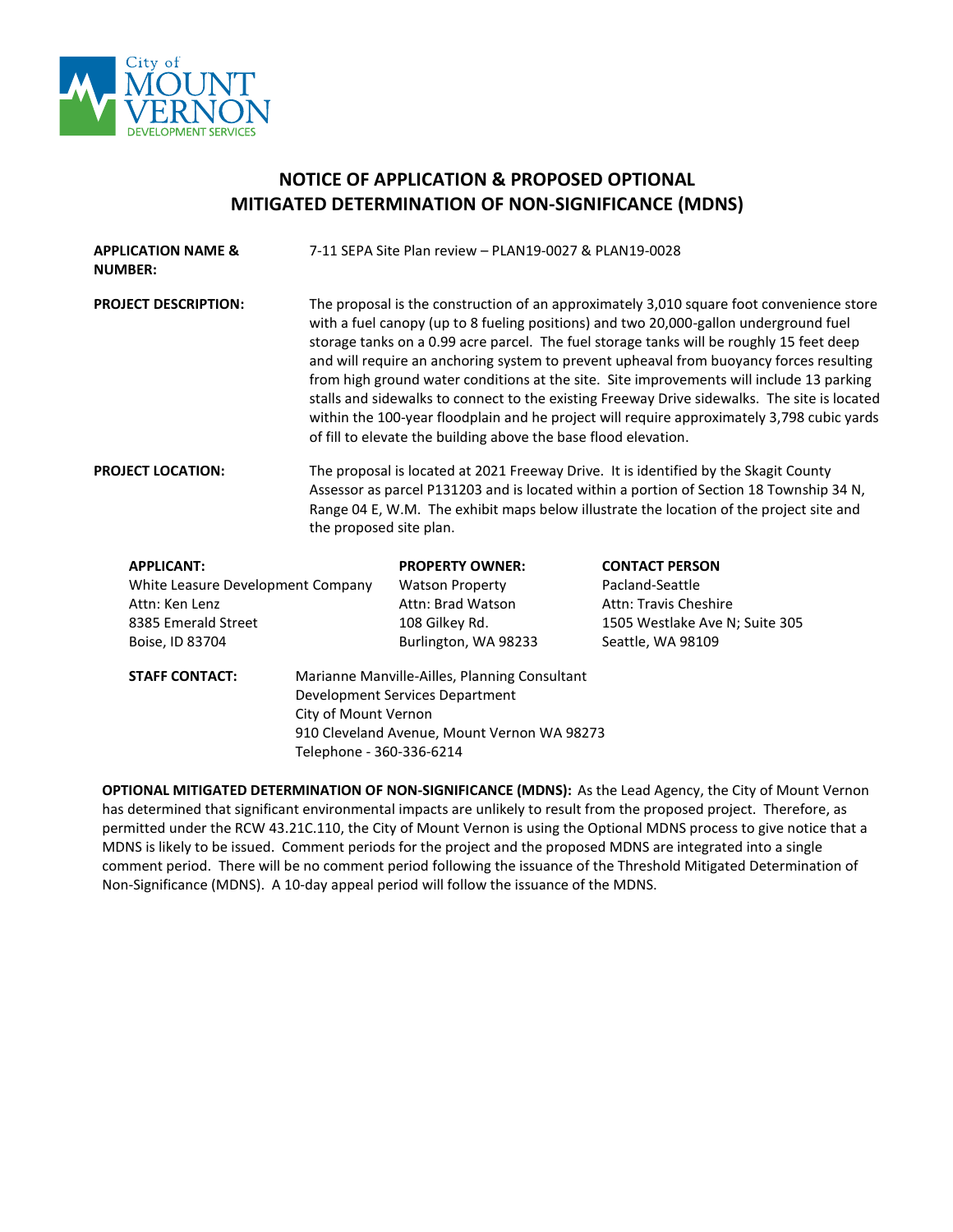City of MOUNT VERNON DEVELOPMENT SERVICES

# NOTICE OF APPLICATION & PROPOSED OPTIONAL MITIGATED DETERMINATION OF NON-SIGNIFICANCE (MDNS)

**APPLICATION NAME & NUMBER:** 7-11 SEPA Site Plan review – PLAN19-0027 & PLAN19-0028

**PROJECT DESCRIPTION:** The proposal is the construction of an approximately 3,010 square foot convenience store with a fuel canopy (up to 8 fueling positions) and two 20,000-gallon underground fuel storage tanks on a 0.99 acre parcel. The fuel storage tanks will be roughly 15 feet deep and will require an anchoring system to prevent upheaval from buoyancy forces resulting from high ground water conditions at the site. Site improvements will include 13 parking stalls and sidewalks to connect to the existing Freeway Drive sidewalks. The site is located within the 100-year floodplain and he project will require approximately 3,798 cubic yards of fill to elevate the building above the base flood elevation.

**PROJECT LOCATION:** The proposal is located at 2021 Freeway Drive. It is identified by the Skagit County Assessor as parcel P131203 and is located within a portion of Section 18 Township 34 N, Range 04 E, W.M. The exhibit maps below illustrate the location of the project site and the proposed site plan.

| APPLICANT: | PROPERTY OWNER: | CONTACT PERSON |
|---|---|---|
| White Leasure Development Company | Watson Property | Pacland-Seattle |
| Attn: Ken Lenz | Attn: Brad Watson | Attn: Travis Cheshire |
| 8385 Emerald Street | 108 Gilkey Rd. | 1505 Westlake Ave N; Suite 305 |
| Boise, ID 83704 | Burlington, WA 98233 | Seattle, WA 98109 |

**STAFF CONTACT:** Marianne Manville-Ailles, Planning Consultant
Development Services Department
City of Mount Vernon
910 Cleveland Avenue, Mount Vernon WA 98273
Telephone - 360-336-6214

**OPTIONAL MITIGATED DETERMINATION OF NON-SIGNIFICANCE (MDNS):** As the Lead Agency, the City of Mount Vernon has determined that significant environmental impacts are unlikely to result from the proposed project. Therefore, as permitted under the RCW 43.21C.110, the City of Mount Vernon is using the Optional MDNS process to give notice that a MDNS is likely to be issued. Comment periods for the project and the proposed MDNS are integrated into a single comment period. There will be no comment period following the issuance of the Threshold Mitigated Determination of Non-Significance (MDNS). A 10-day appeal period will follow the issuance of the MDNS.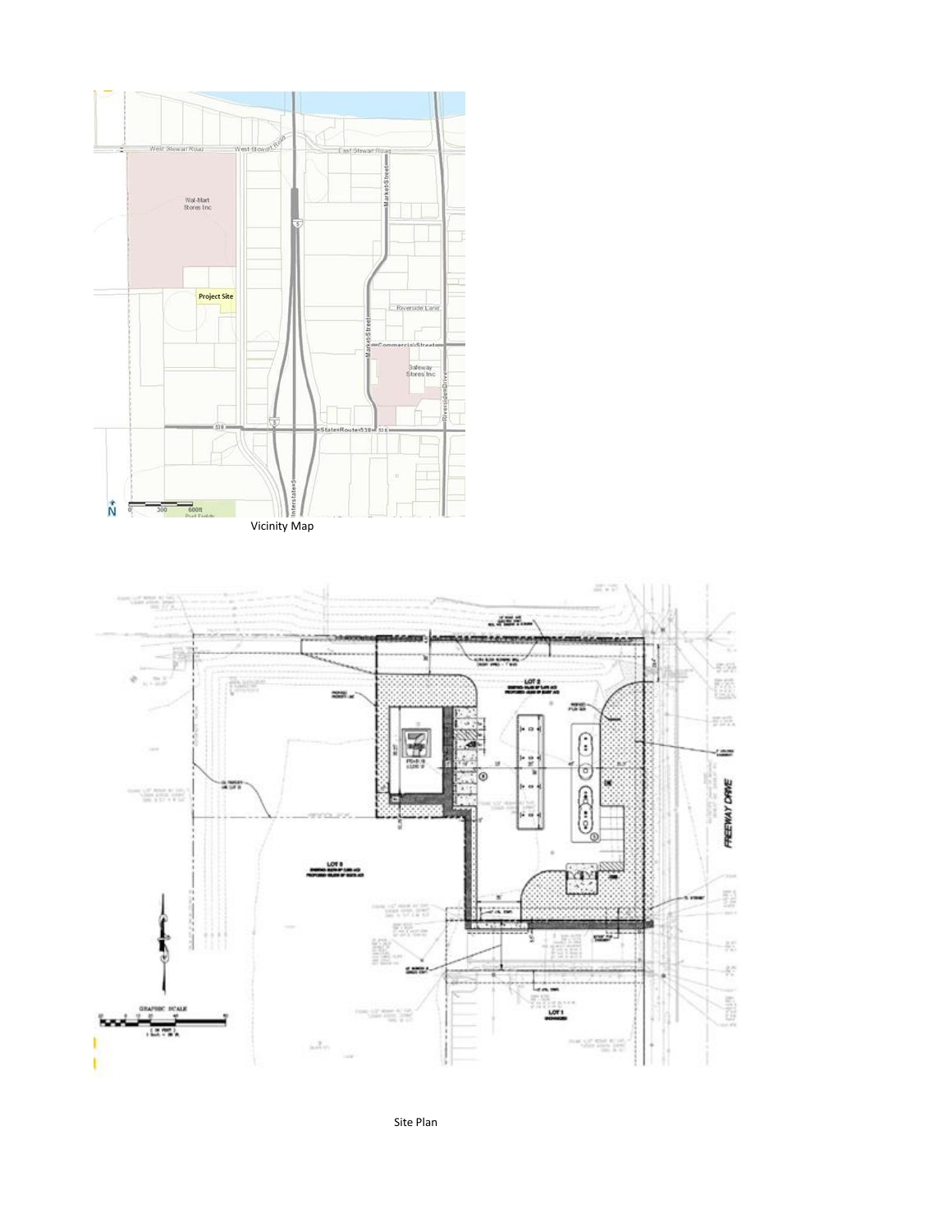Vicinity Map

Site Plan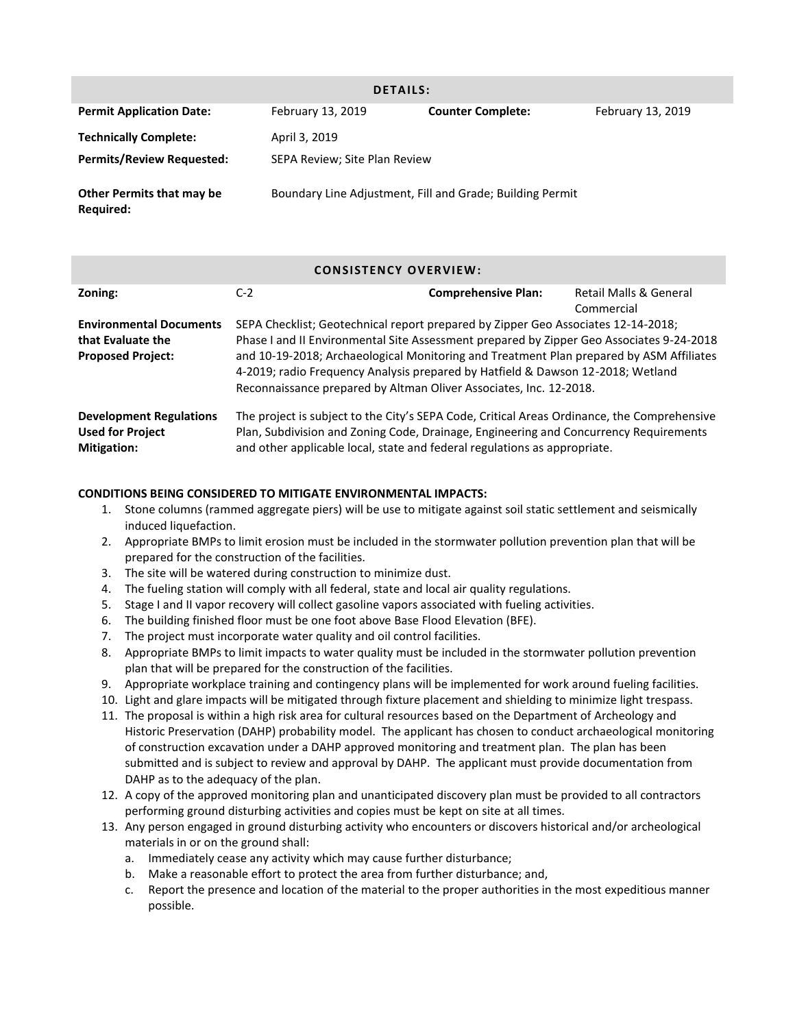| DETAILS: | | | |
|---|---|---|---|
| **Permit Application Date:** | February 13, 2019 | **Counter Complete:** | February 13, 2019 |
| **Technically Complete:** | April 3, 2019 | | |
| **Permits/Review Requested:** | SEPA Review; Site Plan Review | | |
| **Other Permits that may be Required:** | Boundary Line Adjustment, Fill and Grade; Building Permit | | |

| CONSISTENCY OVERVIEW: | | | |
|---|---|---|---|
| **Zoning:** | C-2 | **Comprehensive Plan:** | Retail Malls & General Commercial |
| **Environmental Documents that Evaluate the Proposed Project:** | SEPA Checklist; Geotechnical report prepared by Zipper Geo Associates 12-14-2018; Phase I and II Environmental Site Assessment prepared by Zipper Geo Associates 9-24-2018 and 10-19-2018; Archaeological Monitoring and Treatment Plan prepared by ASM Affiliates 4-2019; radio Frequency Analysis prepared by Hatfield & Dawson 12-2018; Wetland Reconnaissance prepared by Altman Oliver Associates, Inc. 12-2018. | | |
| **Development Regulations Used for Project Mitigation:** | The project is subject to the City's SEPA Code, Critical Areas Ordinance, the Comprehensive Plan, Subdivision and Zoning Code, Drainage, Engineering and Concurrency Requirements and other applicable local, state and federal regulations as appropriate. | | |

**CONDITIONS BEING CONSIDERED TO MITIGATE ENVIRONMENTAL IMPACTS:**

1. Stone columns (rammed aggregate piers) will be use to mitigate against soil static settlement and seismically induced liquefaction.
2. Appropriate BMPs to limit erosion must be included in the stormwater pollution prevention plan that will be prepared for the construction of the facilities.
3. The site will be watered during construction to minimize dust.
4. The fueling station will comply with all federal, state and local air quality regulations.
5. Stage I and II vapor recovery will collect gasoline vapors associated with fueling activities.
6. The building finished floor must be one foot above Base Flood Elevation (BFE).
7. The project must incorporate water quality and oil control facilities.
8. Appropriate BMPs to limit impacts to water quality must be included in the stormwater pollution prevention plan that will be prepared for the construction of the facilities.
9. Appropriate workplace training and contingency plans will be implemented for work around fueling facilities.
10. Light and glare impacts will be mitigated through fixture placement and shielding to minimize light trespass.
11. The proposal is within a high risk area for cultural resources based on the Department of Archeology and Historic Preservation (DAHP) probability model. The applicant has chosen to conduct archaeological monitoring of construction excavation under a DAHP approved monitoring and treatment plan. The plan has been submitted and is subject to review and approval by DAHP. The applicant must provide documentation from DAHP as to the adequacy of the plan.
12. A copy of the approved monitoring plan and unanticipated discovery plan must be provided to all contractors performing ground disturbing activities and copies must be kept on site at all times.
13. Any person engaged in ground disturbing activity who encounters or discovers historical and/or archeological materials in or on the ground shall:
    a. Immediately cease any activity which may cause further disturbance;
    b. Make a reasonable effort to protect the area from further disturbance; and,
    c. Report the presence and location of the material to the proper authorities in the most expeditious manner possible.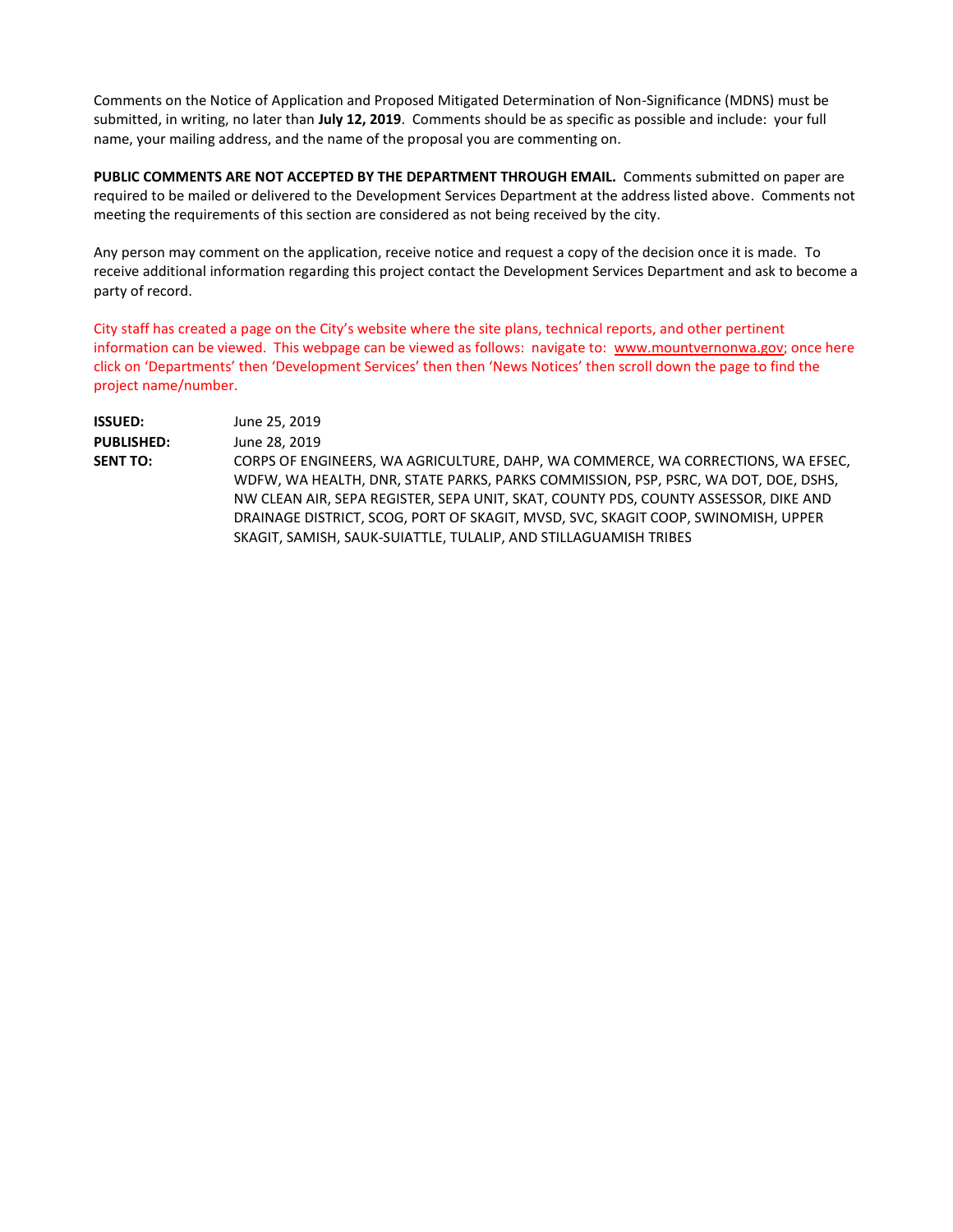Comments on the Notice of Application and Proposed Mitigated Determination of Non-Significance (MDNS) must be submitted, in writing, no later than **July 12, 2019**. Comments should be as specific as possible and include: your full name, your mailing address, and the name of the proposal you are commenting on.

**PUBLIC COMMENTS ARE NOT ACCEPTED BY THE DEPARTMENT THROUGH EMAIL.** Comments submitted on paper are required to be mailed or delivered to the Development Services Department at the address listed above. Comments not meeting the requirements of this section are considered as not being received by the city.

Any person may comment on the application, receive notice and request a copy of the decision once it is made. To receive additional information regarding this project contact the Development Services Department and ask to become a party of record.

City staff has created a page on the City's website where the site plans, technical reports, and other pertinent information can be viewed. This webpage can be viewed as follows: navigate to: www.mountvernonwa.gov; once here click on 'Departments' then 'Development Services' then then 'News Notices' then scroll down the page to find the project name/number.

**ISSUED:** June 25, 2019

**PUBLISHED:** June 28, 2019

**SENT TO:** CORPS OF ENGINEERS, WA AGRICULTURE, DAHP, WA COMMERCE, WA CORRECTIONS, WA EFSEC, WDFW, WA HEALTH, DNR, STATE PARKS, PARKS COMMISSION, PSP, PSRC, WA DOT, DOE, DSHS, NW CLEAN AIR, SEPA REGISTER, SEPA UNIT, SKAT, COUNTY PDS, COUNTY ASSESSOR, DIKE AND DRAINAGE DISTRICT, SCOG, PORT OF SKAGIT, MVSD, SVC, SKAGIT COOP, SWINOMISH, UPPER SKAGIT, SAMISH, SAUK-SUIATTLE, TULALIP, AND STILLAGUAMISH TRIBES